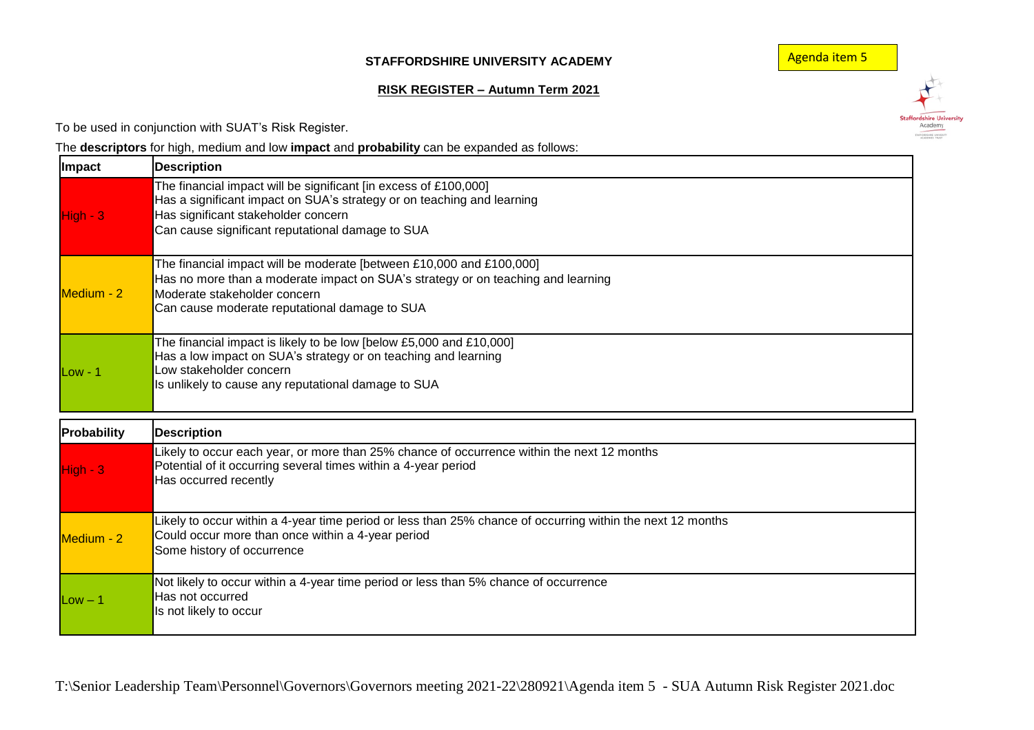Agenda item 5

**STAFFORDSHIRE UNIVERSITY ACADEMY**

**RISK REGISTER – Autumn Term 2021**

To be used in conjunction with SUAT's Risk Register.

The **descriptors** for high, medium and low **impact** and **probability** can be expanded as follows:

| Impact | Description |
| --- | --- |
| High - 3 | The financial impact will be significant [in excess of £100,000]<br>Has a significant impact on SUA's strategy or on teaching and learning<br>Has significant stakeholder concern<br>Can cause significant reputational damage to SUA |
| Medium - 2 | The financial impact will be moderate [between £10,000 and £100,000]<br>Has no more than a moderate impact on SUA's strategy or on teaching and learning<br>Moderate stakeholder concern<br>Can cause moderate reputational damage to SUA |
| Low - 1 | The financial impact is likely to be low [below £5,000 and £10,000]<br>Has a low impact on SUA's strategy or on teaching and learning<br>Low stakeholder concern<br>Is unlikely to cause any reputational damage to SUA |

| Probability | Description |
| --- | --- |
| High - 3 | Likely to occur each year, or more than 25% chance of occurrence within the next 12 months<br>Potential of it occurring several times within a 4-year period<br>Has occurred recently |
| Medium - 2 | Likely to occur within a 4-year time period or less than 25% chance of occurring within the next 12 months<br>Could occur more than once within a 4-year period<br>Some history of occurrence |
| Low – 1 | Not likely to occur within a 4-year time period or less than 5% chance of occurrence<br>Has not occurred<br>Is not likely to occur |

T:\Senior Leadership Team\Personnel\Governors\Governors meeting 2021-22\280921\Agenda item 5 - SUA Autumn Risk Register 2021.doc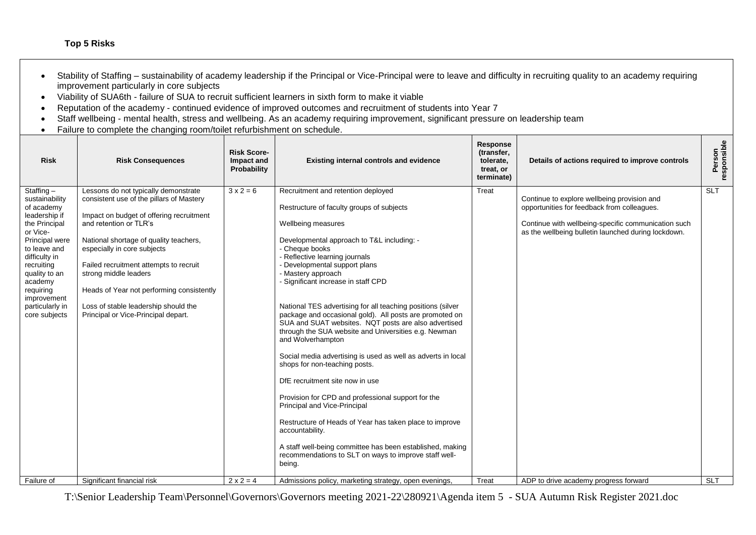**Top 5 Risks**

- Stability of Staffing – sustainability of academy leadership if the Principal or Vice-Principal were to leave and difficulty in recruiting quality to an academy requiring improvement particularly in core subjects
- Viability of SUA6th - failure of SUA to recruit sufficient learners in sixth form to make it viable
- Reputation of the academy - continued evidence of improved outcomes and recruitment of students into Year 7
- Staff wellbeing - mental health, stress and wellbeing. As an academy requiring improvement, significant pressure on leadership team
- Failure to complete the changing room/toilet refurbishment on schedule.

| Risk | Risk Consequences | Risk Score-Impact and Probability | Existing internal controls and evidence | Response (transfer, tolerate, treat, or terminate) | Details of actions required to improve controls | Person responsible |
|---|---|---|---|---|---|---|
| Staffing – sustainability of academy leadership if the Principal or Vice-Principal were to leave and difficulty in recruiting quality to an academy requiring improvement particularly in core subjects | Lessons do not typically demonstrate consistent use of the pillars of Mastery<br><br>Impact on budget of offering recruitment and retention or TLR's<br><br>National shortage of quality teachers, especially in core subjects<br><br>Failed recruitment attempts to recruit strong middle leaders<br><br>Heads of Year not performing consistently<br><br>Loss of stable leadership should the Principal or Vice-Principal depart. | 3 x 2 = 6 | Recruitment and retention deployed<br><br>Restructure of faculty groups of subjects<br><br>Wellbeing measures<br><br>Developmental approach to T&L including: -<br>- Cheque books<br>- Reflective learning journals<br>- Developmental support plans<br>- Mastery approach<br>- Significant increase in staff CPD<br><br>National TES advertising for all teaching positions (silver package and occasional gold). All posts are promoted on SUA and SUAT websites. NQT posts are also advertised through the SUA website and Universities e.g. Newman and Wolverhampton<br><br>Social media advertising is used as well as adverts in local shops for non-teaching posts.<br><br>DfE recruitment site now in use<br><br>Provision for CPD and professional support for the Principal and Vice-Principal<br><br>Restructure of Heads of Year has taken place to improve accountability.<br><br>A staff well-being committee has been established, making recommendations to SLT on ways to improve staff well-being. | Treat | Continue to explore wellbeing provision and opportunities for feedback from colleagues.<br><br>Continue with wellbeing-specific communication such as the wellbeing bulletin launched during lockdown. | SLT |
| Failure of | Significant financial risk | 2 x 2 = 4 | Admissions policy, marketing strategy, open evenings, | Treat | ADP to drive academy progress forward | SLT |

T:\Senior Leadership Team\Personnel\Governors\Governors meeting 2021-22\280921\Agenda item 5 - SUA Autumn Risk Register 2021.doc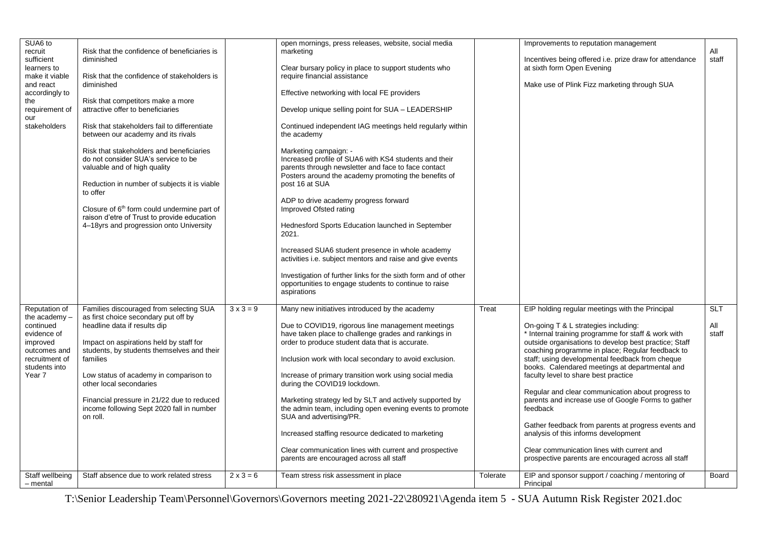| | | | | | | |
|---|---|---|---|---|---|---|
| SUA6 to recruit sufficient learners to make it viable and react accordingly to the requirement of our stakeholders | Risk that the confidence of beneficiaries is diminished<br><br>Risk that the confidence of stakeholders is diminished<br><br>Risk that competitors make a more attractive offer to beneficiaries<br><br>Risk that stakeholders fail to differentiate between our academy and its rivals<br><br>Risk that stakeholders and beneficiaries do not consider SUA's service to be valuable and of high quality<br><br>Reduction in number of subjects it is viable to offer<br><br>Closure of 6th form could undermine part of raison d'etre of Trust to provide education 4–18yrs and progression onto University | | open mornings, press releases, website, social media marketing<br><br>Clear bursary policy in place to support students who require financial assistance<br><br>Effective networking with local FE providers<br><br>Develop unique selling point for SUA – LEADERSHIP<br><br>Continued independent IAG meetings held regularly within the academy<br><br>Marketing campaign: -<br>Increased profile of SUA6 with KS4 students and their parents through newsletter and face to face contact<br>Posters around the academy promoting the benefits of post 16 at SUA<br><br>ADP to drive academy progress forward<br>Improved Ofsted rating<br><br>Hednesford Sports Education launched in September 2021.<br><br>Increased SUA6 student presence in whole academy activities i.e. subject mentors and raise and give events<br><br>Investigation of further links for the sixth form and of other opportunities to engage students to continue to raise aspirations | | Improvements to reputation management<br><br>Incentives being offered i.e. prize draw for attendance at sixth form Open Evening<br><br>Make use of Plink Fizz marketing through SUA | All staff |
| Reputation of the academy – continued evidence of improved outcomes and recruitment of students into Year 7 | Families discouraged from selecting SUA as first choice secondary put off by headline data if results dip<br><br>Impact on aspirations held by staff for students, by students themselves and their families<br><br>Low status of academy in comparison to other local secondaries<br><br>Financial pressure in 21/22 due to reduced income following Sept 2020 fall in number on roll. | 3 x 3 = 9 | Many new initiatives introduced by the academy<br><br>Due to COVID19, rigorous line management meetings have taken place to challenge grades and rankings in order to produce student data that is accurate.<br><br>Inclusion work with local secondary to avoid exclusion.<br><br>Increase of primary transition work using social media during the COVID19 lockdown.<br><br>Marketing strategy led by SLT and actively supported by the admin team, including open evening events to promote SUA and advertising/PR.<br><br>Increased staffing resource dedicated to marketing<br><br>Clear communication lines with current and prospective parents are encouraged across all staff | Treat | EIP holding regular meetings with the Principal<br><br>On-going T & L strategies including:<br>* Internal training programme for staff & work with outside organisations to develop best practice; Staff coaching programme in place; Regular feedback to staff; using developmental feedback from cheque books. Calendared meetings at departmental and faculty level to share best practice<br><br>Regular and clear communication about progress to parents and increase use of Google Forms to gather feedback<br><br>Gather feedback from parents at progress events and analysis of this informs development<br><br>Clear communication lines with current and prospective parents are encouraged across all staff | SLT<br><br>All staff |
| Staff wellbeing – mental | Staff absence due to work related stress | 2 x 3 = 6 | Team stress risk assessment in place | Tolerate | EIP and sponsor support / coaching / mentoring of Principal | Board |

T:\Senior Leadership Team\Personnel\Governors\Governors meeting 2021-22\280921\Agenda item 5 - SUA Autumn Risk Register 2021.doc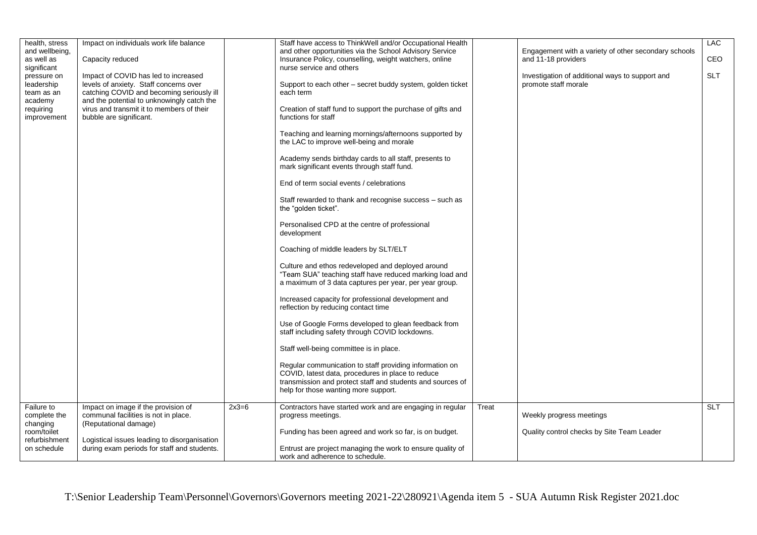| | | | | | | |
|---|---|---|---|---|---|---|
| health, stress and wellbeing, as well as significant pressure on leadership team as an academy requiring improvement | Impact on individuals work life balance<br><br>Capacity reduced<br><br>Impact of COVID has led to increased levels of anxiety. Staff concerns over catching COVID and becoming seriously ill and the potential to unknowingly catch the virus and transmit it to members of their bubble are significant. | | Staff have access to ThinkWell and/or Occupational Health and other opportunities via the School Advisory Service Insurance Policy, counselling, weight watchers, online nurse service and others<br><br>Support to each other – secret buddy system, golden ticket each term<br><br>Creation of staff fund to support the purchase of gifts and functions for staff<br><br>Teaching and learning mornings/afternoons supported by the LAC to improve well-being and morale<br><br>Academy sends birthday cards to all staff, presents to mark significant events through staff fund.<br><br>End of term social events / celebrations<br><br>Staff rewarded to thank and recognise success – such as the "golden ticket".<br><br>Personalised CPD at the centre of professional development<br><br>Coaching of middle leaders by SLT/ELT<br><br>Culture and ethos redeveloped and deployed around "Team SUA" teaching staff have reduced marking load and a maximum of 3 data captures per year, per year group.<br><br>Increased capacity for professional development and reflection by reducing contact time<br><br>Use of Google Forms developed to glean feedback from staff including safety through COVID lockdowns.<br><br>Staff well-being committee is in place.<br><br>Regular communication to staff providing information on COVID, latest data, procedures in place to reduce transmission and protect staff and students and sources of help for those wanting more support. | | Engagement with a variety of other secondary schools and 11-18 providers<br><br>Investigation of additional ways to support and promote staff morale | LAC<br><br>CEO<br><br>SLT |
| Failure to complete the changing room/toilet refurbishment on schedule | Impact on image if the provision of communal facilities is not in place. (Reputational damage)<br><br>Logistical issues leading to disorganisation during exam periods for staff and students. | 2x3=6 | Contractors have started work and are engaging in regular progress meetings.<br><br>Funding has been agreed and work so far, is on budget.<br><br>Entrust are project managing the work to ensure quality of work and adherence to schedule. | Treat | Weekly progress meetings<br><br>Quality control checks by Site Team Leader | SLT |

T:\Senior Leadership Team\Personnel\Governors\Governors meeting 2021-22\280921\Agenda item 5 - SUA Autumn Risk Register 2021.doc